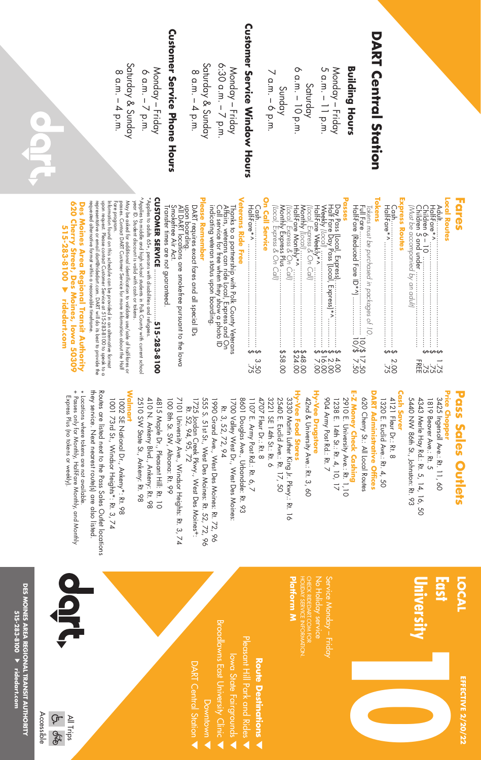# DART Central Station

## Building Hours

Monday – Friday
5 a.m. – 11 p.m.

Saturday
6 a.m. – 10 p.m.

Sunday
7 a.m. – 6 p.m.

## Customer Service Window Hours

Monday – Friday
6:30 a.m. – 7 p.m.

Saturday & Sunday
8 a.m. – 4 p.m.

## Customer Service Phone Hours

Monday – Friday
6 a.m. – 7 p.m.

Saturday & Sunday
8 a.m. – 4 p.m.

# Fares

## Local Routes

| | |
|---|---|
| Adult | $ 1.75 |
| HalfFare*^ | $ .75 |
| Children 6 – 10 | $ .75 |
| Children 5 and under | FREE |

*(Must be accompanied by an adult)*

## Express Routes

| | |
|---|---|
| Cash | $ 2.00 |
| HalfFare*^ | $ .75 |

## Tokens

*Tokens must be purchased in packages of 10.*

| | |
|---|---|
| Full Fare | 10/$ 17.50 |
| HalfFare (Reduced Fare ID*^) | 10/$ 7.50 |

## Passes

| | |
|---|---|
| Day Pass (Local, Express) | $ 4.00 |
| Half Fare Day Pass (Local, Express)*^ | $ 2.00 |
| Weekly *(Local)* | $ 16.00 |
| HalfFare Weekly*^ *(Local, Express & On Call)* | $ 7.00 |
| Monthly *(Local)* | $48.00 |
| HalfFare Monthly*^ *(Local, Express & On Call)* | $24.00 |
| Monthly Express Plus *(Local, Express & On Call)* | $58.00 |

## On Call Service

| | |
|---|---|
| Cash | $ 3.50 |
| HalfFare*^ | $ .75 |

## Veterans Ride Free

Thanks to a partnership with Polk County Veterans Affairs, veterans can ride Local, Express and On Call service for free when they show a photo ID indicating veteran status upon boarding.

## Please Remember

DART requires exact fares and all special IDs upon boarding.

All DART locations are smokefree pursuant to the Iowa Smokefree Air Act.

Transfer times are not guaranteed.

**CUSTOMER SERVICE .................. 515-283-8100**

*Applies to adults 65+, persons with disabilities and refugees.

^Applies to middle and high school students in Polk County with current school year ID. Student discount is valid with cash or tokens.

May be asked for additional identification to validate use/sale of halfFares or passes. Contact DART Customer Service for more information about the Half Fare program.

Information found on this schedule can be provided in an alternative format upon request. Please contact Customer Service at 515-283-8100 to speak to a representative or email dart@ridedart.com. DART will do its best to provide the requested alternative format within a reasonable timeframe.

**Des Moines Area Regional Transit Authority**
**620 Cherry Street, Des Moines, Iowa 50309**
**515-283-8100 ▶ ridedart.com**

# Pass Sales Outlets

## Price Chopper

3425 Ingersoll Ave.: Rt. 11, 60
1819 Beaver Ave.: Rt. 5
4343 Merle Hay Rd.: Rt. 5, 14, 16, 50
5440 NW 86th St., Johnston: Rt. 93

## Cash Saver

4121 Fleur Dr.: Rt. 8
1320 E. Euclid Ave.: Rt. 4, 50

## DART Administrative Offices

620 Cherry St.: All Local Routes

## E-Z Money Check Cashing

2910 E. University Ave.: Rt. 1, 10
1238 E. 14th St.: Rt. 4, 10, 17
904 Army Post Rd.: Rt. 7

## Hy-Vee Drugstore

42nd & University Ave.: Rt. 3, 60

## Hy-Vee Food Stores

3330 Martin Luther King Jr. Pkwy.: Rt. 16
2540 E. Euclid Ave.: Rt. 17, 50
3221 SE 14th St.: Rt. 6
4707 Fleur Dr.: Rt. 8
1107 E. Army Post Rd.: Rt. 6, 7
8601 Douglas Ave., Urbandale: Rt. 93
1700 Valley West Dr., West Des Moines: Rt. 3, 52, 72, 94
1990 Grand Ave., West Des Moines: Rt. 72, 96
555 S. 51st St., West Des Moines: Rt. 52, 72, 96
1725 Jordan Creek Pkwy., West Des Moines+: Rt. 52, 94, 95, 72
7101 University Ave., Windsor Heights: Rt. 3, 74
100 8th St. SW, Altoona: Rt. 99
4815 Maple Dr., Pleasant Hill: Rt. 10
410 N. Ankeny Blvd., Ankeny: Rt. 98
2510 SW State St., Ankeny: Rt. 98

## Walmart

1002 SE National Dr., Ankeny*: Rt. 98
1001 73rd St., Windsor Heights*: Rt. 3, 74

Routes are listed next to the Pass Sales Outlet locations they service. Next nearest route(s) are also listed.

* Locations where tokens are not available.
+ Passes only for Monthly, HalfFare Monthly, and Monthly Express Plus (no tokens or weekly).

**DES MOINES AREA REGIONAL TRANSIT AUTHORITY**
**515-283-8100 ▶ ridedart.com**

# LOCAL 10 East University

**EFFECTIVE 2/20/22**

Service Monday – Friday
No Holiday service

CHECK RIDEDART.COM FOR HOLIDAY SERVICE INFORMATION.

**Platform M**

## Route Destinations

- Pleasant Hill Park and Ride
- Iowa State Fairgrounds
- Broadlawns East University Clinic
- Downtown
- DART Central Station

All Trips Accessible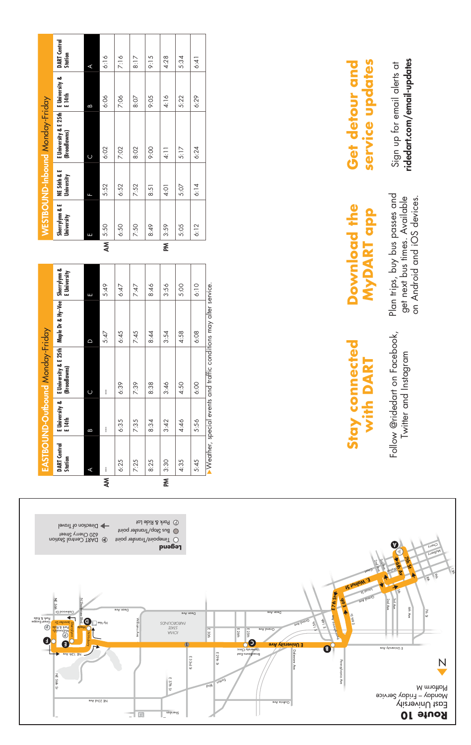# Route 10

East University
Monday – Friday Service
Platform M

**Legend**

- Timepoint/Transfer point
- Bus Stop/Transfer point
- Park & Ride Lot
- DART Central Station 620 Cherry Street
- Direction of Travel

## EASTBOUND-Outbound Monday-Friday

| | DART Central Station | E University & E 14th | E University & E 25th (Broadlawns) | Maple Dr & Hy-Vee | Sherrylynn & E University |
|---|---|---|---|---|---|
| | A | B | C | D | E |
| AM | — | — | — | 5:47 | 5:49 |
| | 6:25 | 6:35 | 6:39 | 6:45 | 6:47 |
| | 7:25 | 7:35 | 7:39 | 7:45 | 7:47 |
| | 8:25 | 8:34 | 8:38 | 8:44 | 8:46 |
| PM | 3:30 | 3:42 | 3:46 | 3:54 | 3:56 |
| | 4:35 | 4:46 | 4:50 | 4:58 | 5:00 |
| | 5:45 | 5:56 | 6:00 | 6:08 | 6:10 |

Weather, special events and traffic conditions may alter service.

## WESTBOUND-Inbound Monday-Friday

| | Sherrylynn & E University | NE 56th & E University | E University & E 25th (Broadlawns) | E University & E 14th | DART Central Station |
|---|---|---|---|---|---|
| | E | F | C | B | A |
| AM | 5:50 | 5:52 | 6:02 | 6:06 | 6:16 |
| | 6:50 | 6:52 | 7:02 | 7:06 | 7:16 |
| | 7:50 | 7:52 | 8:02 | 8:07 | 8:17 |
| | 8:49 | 8:51 | 9:00 | 9:05 | 9:15 |
| PM | 3:59 | 4:01 | 4:11 | 4:16 | 4:28 |
| | 5:05 | 5:07 | 5:17 | 5:22 | 5:34 |
| | 6:12 | 6:14 | 6:24 | 6:29 | 6:41 |

## Stay connected with DART

Follow @ridedart on Facebook, Twitter and Instagram

## Download the MyDART app

Plan trips, buy bus passes and get next bus times. Available on Android and iOS devices.

## Get detour and service updates

Sign up for email alerts at **ridedart.com/email-updates**